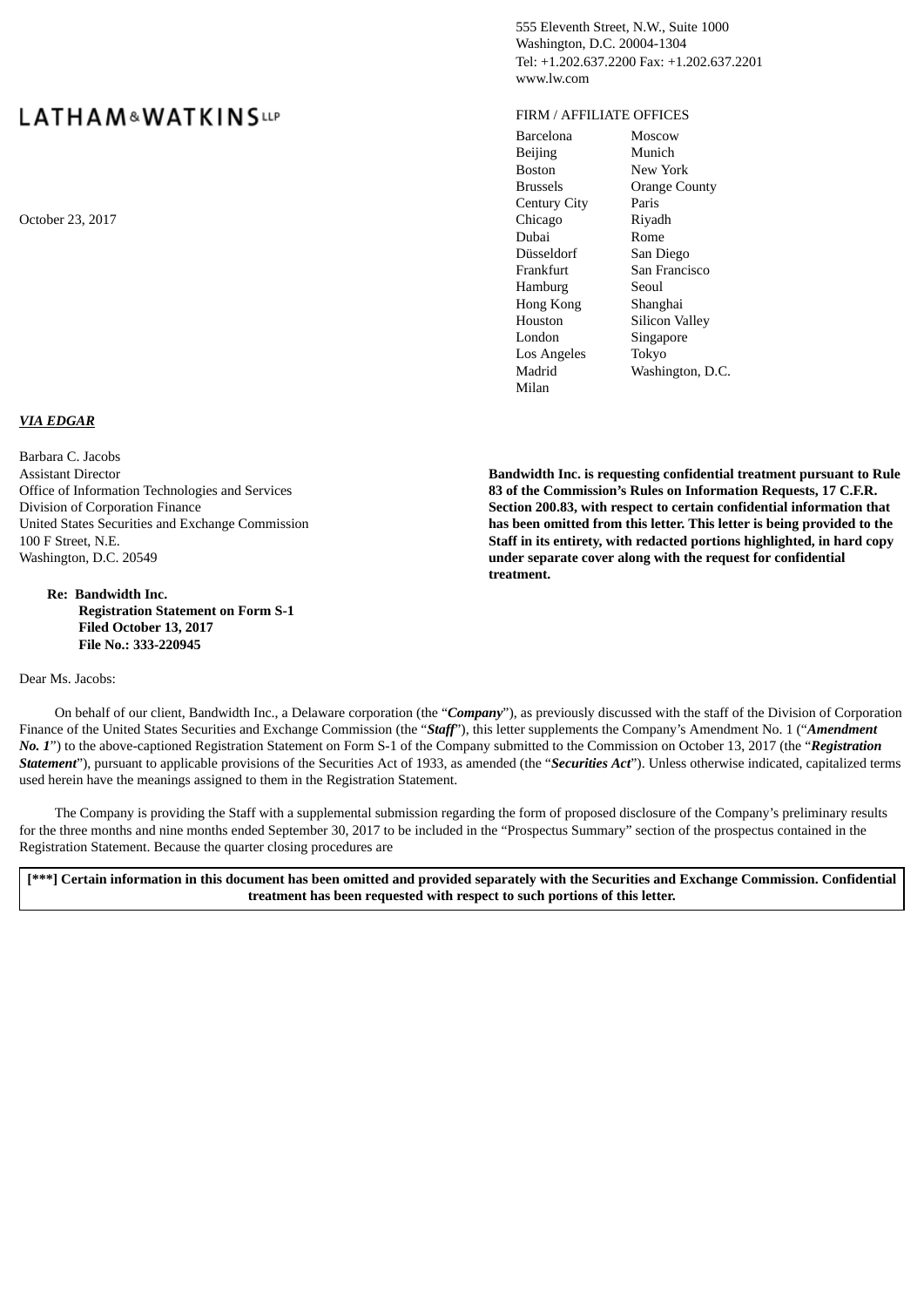LATHAM & WATKINS LLP

555 Eleventh Street, N.W., Suite 1000
Washington, D.C. 20004-1304
Tel: +1.202.637.2200 Fax: +1.202.637.2201
www.lw.com

FIRM / AFFILIATE OFFICES

| | |
|---|---|
| Barcelona | Moscow |
| Beijing | Munich |
| Boston | New York |
| Brussels | Orange County |
| Century City | Paris |
| Chicago | Riyadh |
| Dubai | Rome |
| Düsseldorf | San Diego |
| Frankfurt | San Francisco |
| Hamburg | Seoul |
| Hong Kong | Shanghai |
| Houston | Silicon Valley |
| London | Singapore |
| Los Angeles | Tokyo |
| Madrid | Washington, D.C. |
| Milan | |

October 23, 2017

***VIA EDGAR***

Barbara C. Jacobs
Assistant Director
Office of Information Technologies and Services
Division of Corporation Finance
United States Securities and Exchange Commission
100 F Street, N.E.
Washington, D.C. 20549

**Bandwidth Inc. is requesting confidential treatment pursuant to Rule 83 of the Commission's Rules on Information Requests, 17 C.F.R. Section 200.83, with respect to certain confidential information that has been omitted from this letter. This letter is being provided to the Staff in its entirety, with redacted portions highlighted, in hard copy under separate cover along with the request for confidential treatment.**

**Re: Bandwidth Inc.**
**Registration Statement on Form S-1**
**Filed October 13, 2017**
**File No.: 333-220945**

Dear Ms. Jacobs:

On behalf of our client, Bandwidth Inc., a Delaware corporation (the "***Company***"), as previously discussed with the staff of the Division of Corporation Finance of the United States Securities and Exchange Commission (the "***Staff***"), this letter supplements the Company's Amendment No. 1 ("***Amendment No. 1***") to the above-captioned Registration Statement on Form S-1 of the Company submitted to the Commission on October 13, 2017 (the "***Registration Statement***"), pursuant to applicable provisions of the Securities Act of 1933, as amended (the "***Securities Act***"). Unless otherwise indicated, capitalized terms used herein have the meanings assigned to them in the Registration Statement.

The Company is providing the Staff with a supplemental submission regarding the form of proposed disclosure of the Company's preliminary results for the three months and nine months ended September 30, 2017 to be included in the "Prospectus Summary" section of the prospectus contained in the Registration Statement. Because the quarter closing procedures are

**[***] Certain information in this document has been omitted and provided separately with the Securities and Exchange Commission. Confidential treatment has been requested with respect to such portions of this letter.**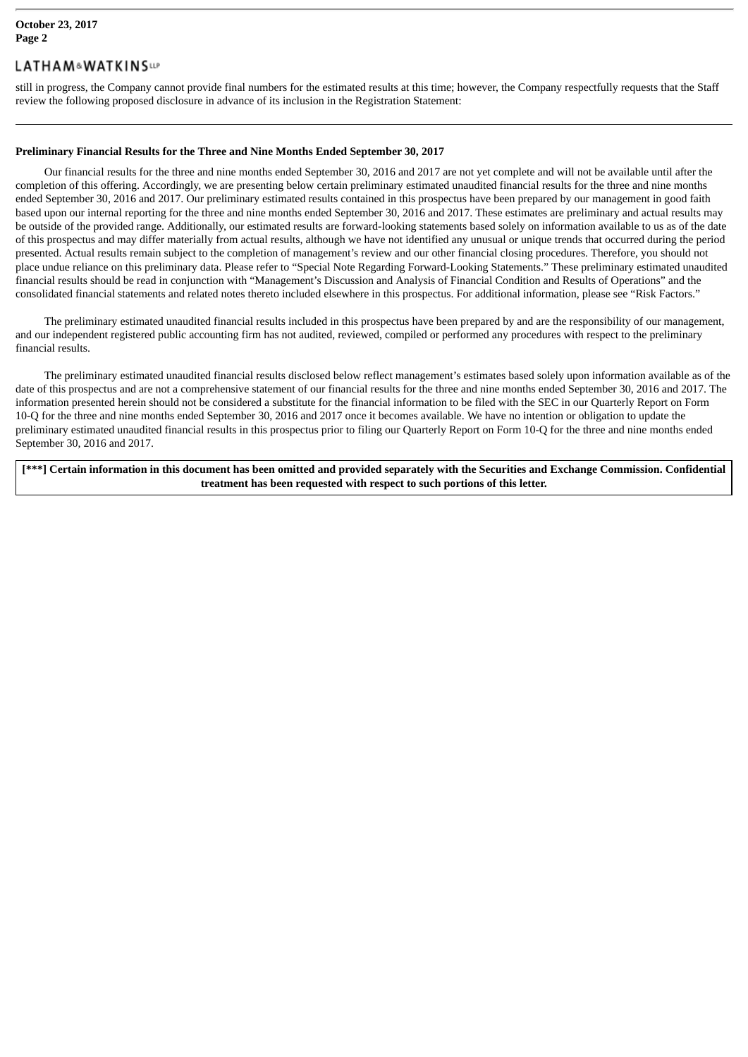still in progress, the Company cannot provide final numbers for the estimated results at this time; however, the Company respectfully requests that the Staff review the following proposed disclosure in advance of its inclusion in the Registration Statement:

---

**Preliminary Financial Results for the Three and Nine Months Ended September 30, 2017**

Our financial results for the three and nine months ended September 30, 2016 and 2017 are not yet complete and will not be available until after the completion of this offering. Accordingly, we are presenting below certain preliminary estimated unaudited financial results for the three and nine months ended September 30, 2016 and 2017. Our preliminary estimated results contained in this prospectus have been prepared by our management in good faith based upon our internal reporting for the three and nine months ended September 30, 2016 and 2017. These estimates are preliminary and actual results may be outside of the provided range. Additionally, our estimated results are forward-looking statements based solely on information available to us as of the date of this prospectus and may differ materially from actual results, although we have not identified any unusual or unique trends that occurred during the period presented. Actual results remain subject to the completion of management's review and our other financial closing procedures. Therefore, you should not place undue reliance on this preliminary data. Please refer to "Special Note Regarding Forward-Looking Statements." These preliminary estimated unaudited financial results should be read in conjunction with "Management's Discussion and Analysis of Financial Condition and Results of Operations" and the consolidated financial statements and related notes thereto included elsewhere in this prospectus. For additional information, please see "Risk Factors."

The preliminary estimated unaudited financial results included in this prospectus have been prepared by and are the responsibility of our management, and our independent registered public accounting firm has not audited, reviewed, compiled or performed any procedures with respect to the preliminary financial results.

The preliminary estimated unaudited financial results disclosed below reflect management's estimates based solely upon information available as of the date of this prospectus and are not a comprehensive statement of our financial results for the three and nine months ended September 30, 2016 and 2017. The information presented herein should not be considered a substitute for the financial information to be filed with the SEC in our Quarterly Report on Form 10-Q for the three and nine months ended September 30, 2016 and 2017 once it becomes available. We have no intention or obligation to update the preliminary estimated unaudited financial results in this prospectus prior to filing our Quarterly Report on Form 10-Q for the three and nine months ended September 30, 2016 and 2017.

**[\*\*\*] Certain information in this document has been omitted and provided separately with the Securities and Exchange Commission. Confidential treatment has been requested with respect to such portions of this letter.**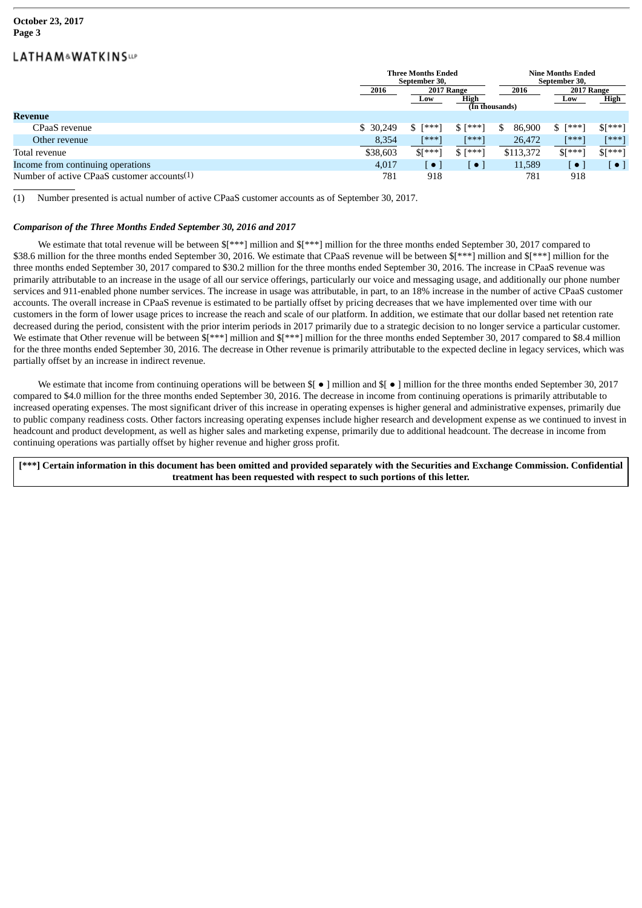| | Three Months Ended September 30, | | | Nine Months Ended September 30, | | |
|---|---|---|---|---|---|---|
| | 2016 | 2017 Range | | 2016 | 2017 Range | |
| | | Low | High | | Low | High |
| | | | (In thousands) | | | |
| **Revenue** | | | | | | |
| CPaaS revenue | $ 30,249 | $ [***] | $ [***] | $ 86,900 | $ [***] | $[***] |
| Other revenue | 8,354 | [***] | [***] | 26,472 | [***] | [***] |
| Total revenue | $38,603 | $[***] | $ [***] | $113,372 | $[***] | $[***] |
| Income from continuing operations | 4,017 | [ ● ] | [ ● ] | 11,589 | [ ● ] | [ ● ] |
| Number of active CPaaS customer accounts(1) | 781 | 918 | | 781 | 918 | |

(1) Number presented is actual number of active CPaaS customer accounts as of September 30, 2017.

***Comparison of the Three Months Ended September 30, 2016 and 2017***

We estimate that total revenue will be between $[***] million and $[***] million for the three months ended September 30, 2017 compared to $38.6 million for the three months ended September 30, 2016. We estimate that CPaaS revenue will be between $[***] million and $[***] million for the three months ended September 30, 2017 compared to $30.2 million for the three months ended September 30, 2016. The increase in CPaaS revenue was primarily attributable to an increase in the usage of all our service offerings, particularly our voice and messaging usage, and additionally our phone number services and 911-enabled phone number services. The increase in usage was attributable, in part, to an 18% increase in the number of active CPaaS customer accounts. The overall increase in CPaaS revenue is estimated to be partially offset by pricing decreases that we have implemented over time with our customers in the form of lower usage prices to increase the reach and scale of our platform. In addition, we estimate that our dollar based net retention rate decreased during the period, consistent with the prior interim periods in 2017 primarily due to a strategic decision to no longer service a particular customer. We estimate that Other revenue will be between $[***] million and $[***] million for the three months ended September 30, 2017 compared to $8.4 million for the three months ended September 30, 2016. The decrease in Other revenue is primarily attributable to the expected decline in legacy services, which was partially offset by an increase in indirect revenue.

We estimate that income from continuing operations will be between $[ ● ] million and $[ ● ] million for the three months ended September 30, 2017 compared to $4.0 million for the three months ended September 30, 2016. The decrease in income from continuing operations is primarily attributable to increased operating expenses. The most significant driver of this increase in operating expenses is higher general and administrative expenses, primarily due to public company readiness costs. Other factors increasing operating expenses include higher research and development expense as we continued to invest in headcount and product development, as well as higher sales and marketing expense, primarily due to additional headcount. The decrease in income from continuing operations was partially offset by higher revenue and higher gross profit.

**[***] Certain information in this document has been omitted and provided separately with the Securities and Exchange Commission. Confidential treatment has been requested with respect to such portions of this letter.**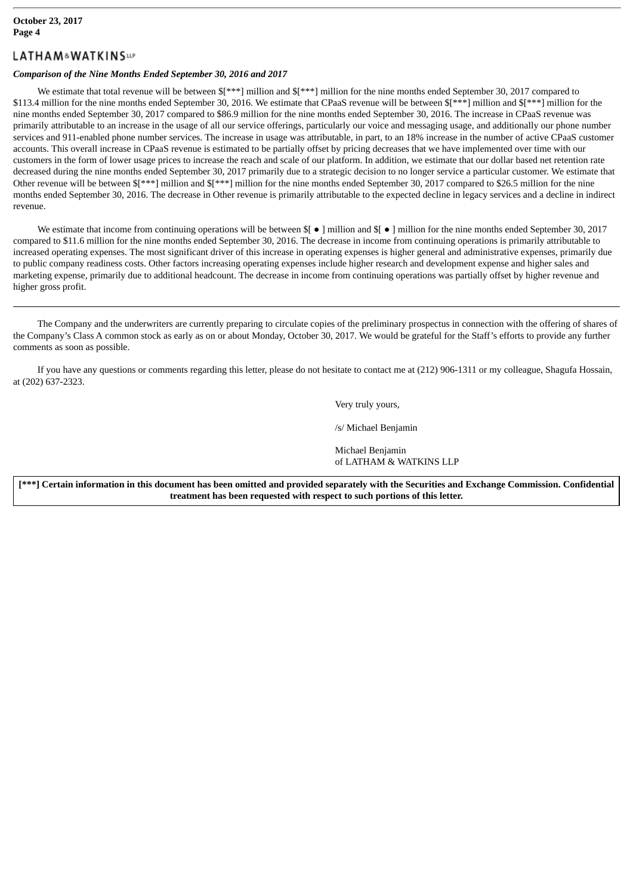*Comparison of the Nine Months Ended September 30, 2016 and 2017*

We estimate that total revenue will be between $[***] million and $[***] million for the nine months ended September 30, 2017 compared to $113.4 million for the nine months ended September 30, 2016. We estimate that CPaaS revenue will be between $[***] million and $[***] million for the nine months ended September 30, 2017 compared to $86.9 million for the nine months ended September 30, 2016. The increase in CPaaS revenue was primarily attributable to an increase in the usage of all our service offerings, particularly our voice and messaging usage, and additionally our phone number services and 911-enabled phone number services. The increase in usage was attributable, in part, to an 18% increase in the number of active CPaaS customer accounts. This overall increase in CPaaS revenue is estimated to be partially offset by pricing decreases that we have implemented over time with our customers in the form of lower usage prices to increase the reach and scale of our platform. In addition, we estimate that our dollar based net retention rate decreased during the nine months ended September 30, 2017 primarily due to a strategic decision to no longer service a particular customer. We estimate that Other revenue will be between $[***] million and $[***] million for the nine months ended September 30, 2017 compared to $26.5 million for the nine months ended September 30, 2016. The decrease in Other revenue is primarily attributable to the expected decline in legacy services and a decline in indirect revenue.

We estimate that income from continuing operations will be between $[ ● ] million and $[ ● ] million for the nine months ended September 30, 2017 compared to $11.6 million for the nine months ended September 30, 2016. The decrease in income from continuing operations is primarily attributable to increased operating expenses. The most significant driver of this increase in operating expenses is higher general and administrative expenses, primarily due to public company readiness costs. Other factors increasing operating expenses include higher research and development expense and higher sales and marketing expense, primarily due to additional headcount. The decrease in income from continuing operations was partially offset by higher revenue and higher gross profit.

---

The Company and the underwriters are currently preparing to circulate copies of the preliminary prospectus in connection with the offering of shares of the Company's Class A common stock as early as on or about Monday, October 30, 2017. We would be grateful for the Staff's efforts to provide any further comments as soon as possible.

If you have any questions or comments regarding this letter, please do not hesitate to contact me at (212) 906-1311 or my colleague, Shagufa Hossain, at (202) 637-2323.

Very truly yours,

/s/ Michael Benjamin

Michael Benjamin
of LATHAM & WATKINS LLP

**[***] Certain information in this document has been omitted and provided separately with the Securities and Exchange Commission. Confidential treatment has been requested with respect to such portions of this letter.**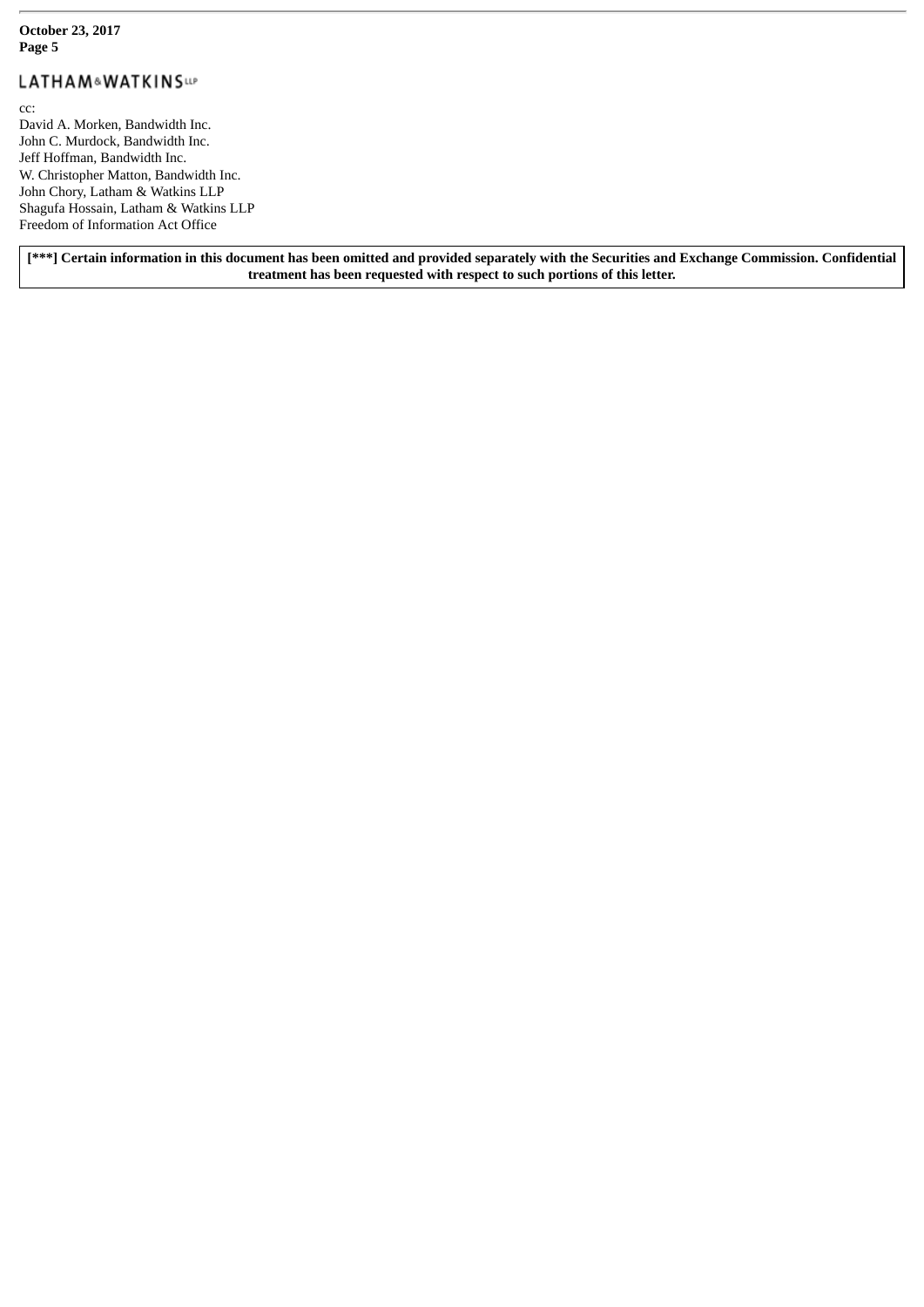cc:
David A. Morken, Bandwidth Inc.
John C. Murdock, Bandwidth Inc.
Jeff Hoffman, Bandwidth Inc.
W. Christopher Matton, Bandwidth Inc.
John Chory, Latham & Watkins LLP
Shagufa Hossain, Latham & Watkins LLP
Freedom of Information Act Office

**[***] Certain information in this document has been omitted and provided separately with the Securities and Exchange Commission. Confidential treatment has been requested with respect to such portions of this letter.**